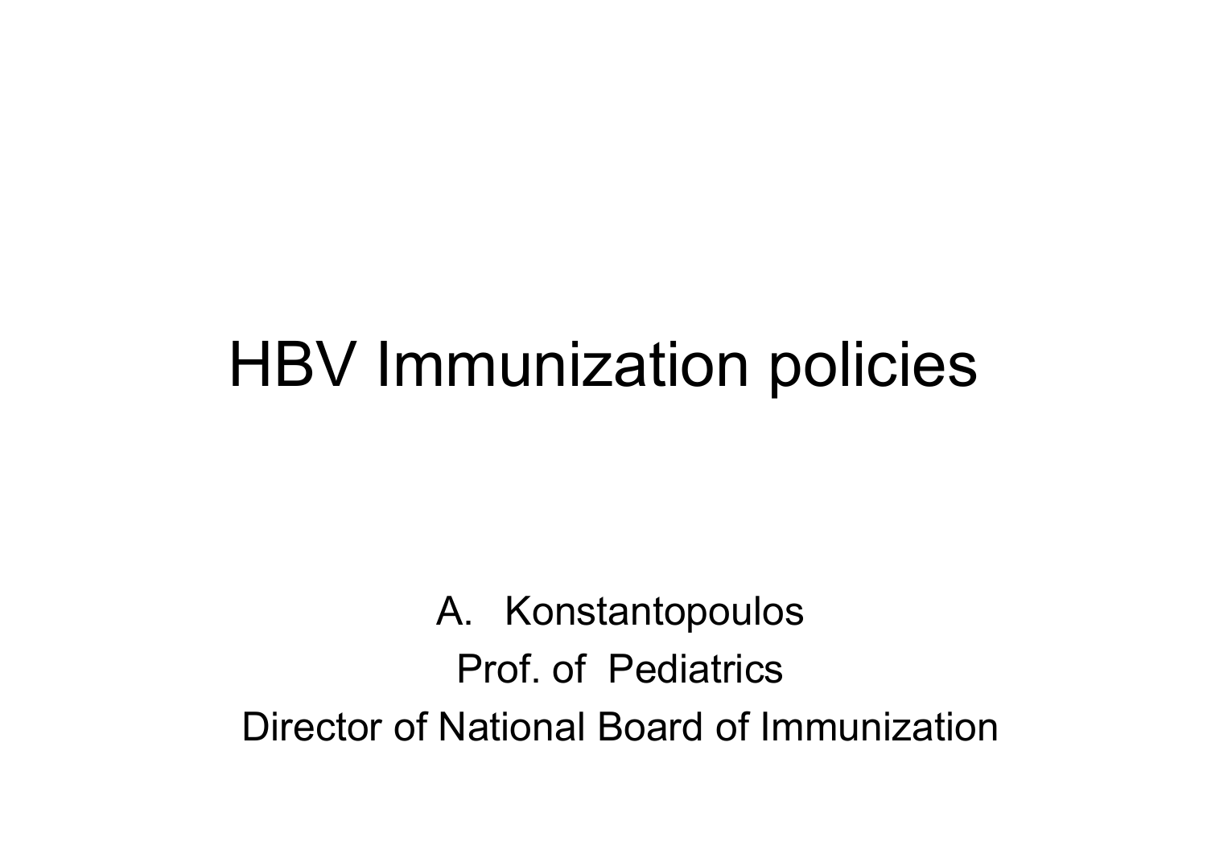# HBV Immunization policies

A. Konstantopoulos

Prof. of Pediatrics

Director of National Board of Immunization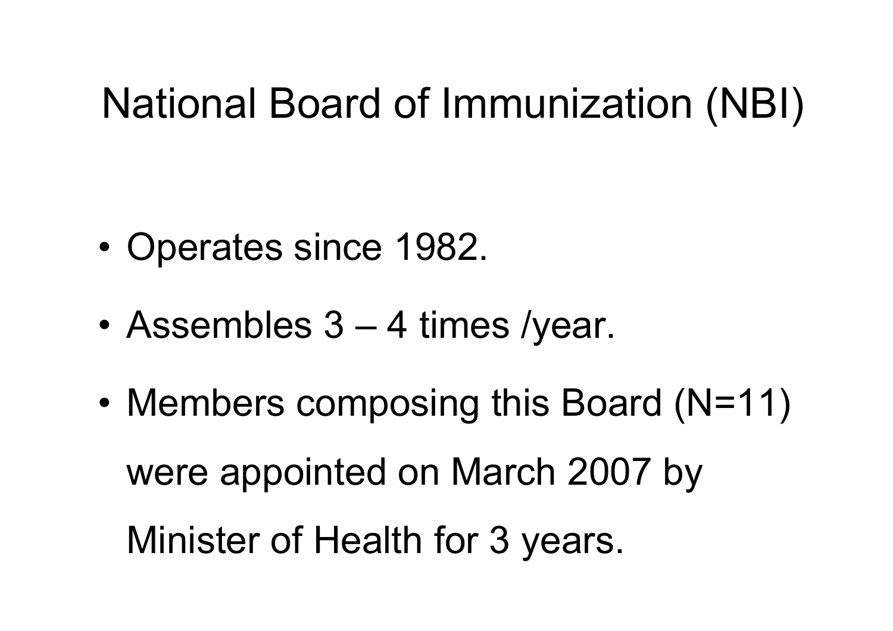# National Board of Immunization (NBI)

- Operates since 1982.
- Assembles 3 – 4 times /year.
- Members composing this Board (N=11) were appointed on March 2007 by Minister of Health for 3 years.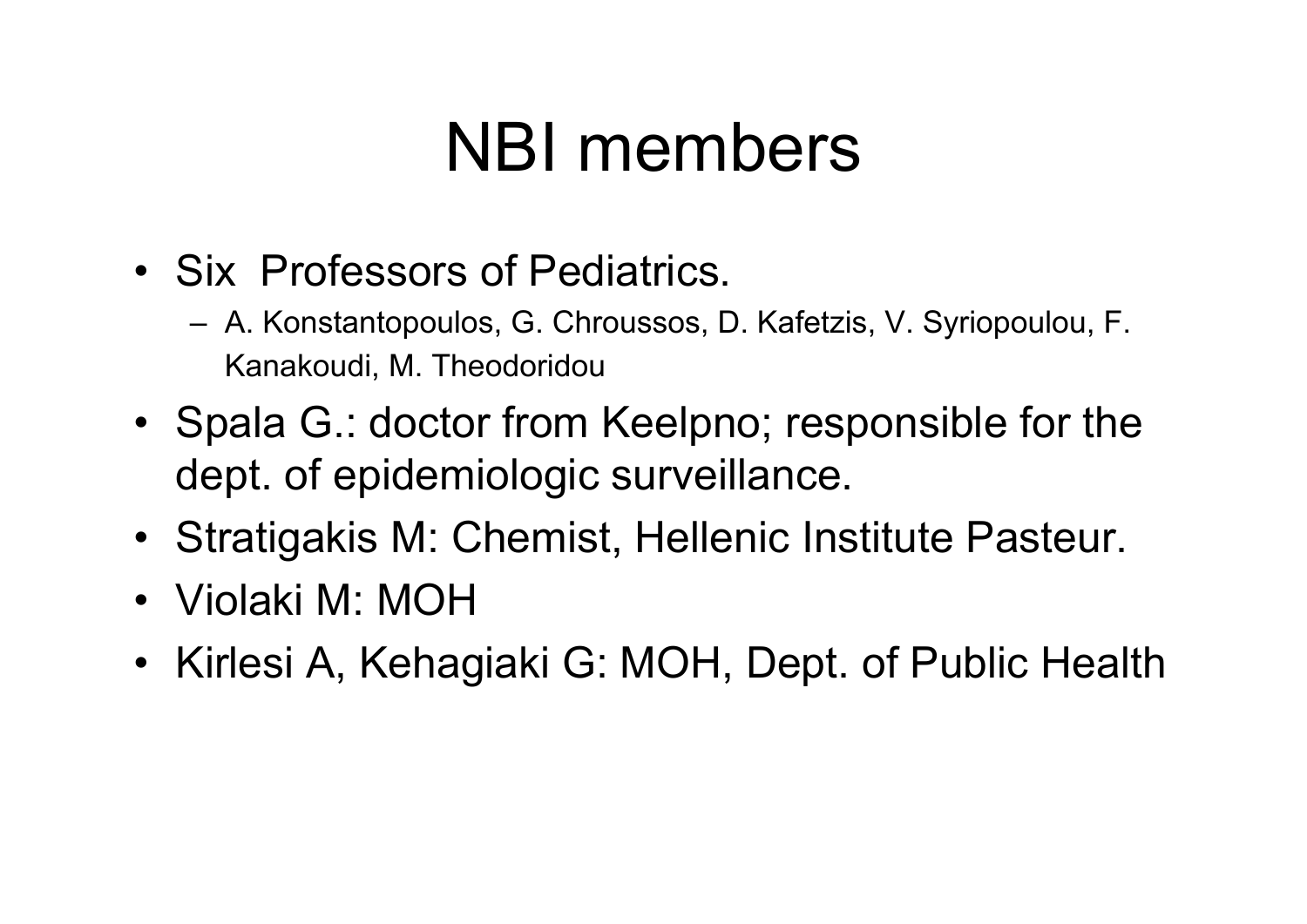# NBI members

- Six Professors of Pediatrics.
  - A. Konstantopoulos, G. Chroussos, D. Kafetzis, V. Syriopoulou, F. Kanakoudi, M. Theodoridou
- Spala G.: doctor from Keelpno; responsible for the dept. of epidemiologic surveillance.
- Stratigakis M: Chemist, Hellenic Institute Pasteur.
- Violaki M: MOH
- Kirlesi A, Kehagiaki G: MOH, Dept. of Public Health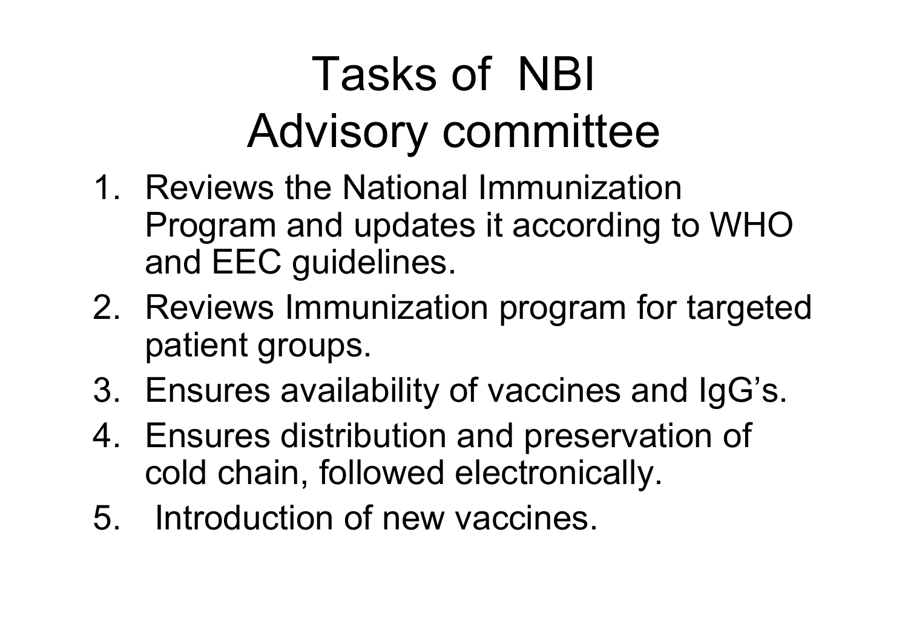# Tasks of NBI Advisory committee

1. Reviews the National Immunization Program and updates it according to WHO and EEC guidelines.
2. Reviews Immunization program for targeted patient groups.
3. Ensures availability of vaccines and IgG's.
4. Ensures distribution and preservation of cold chain, followed electronically.
5. Introduction of new vaccines.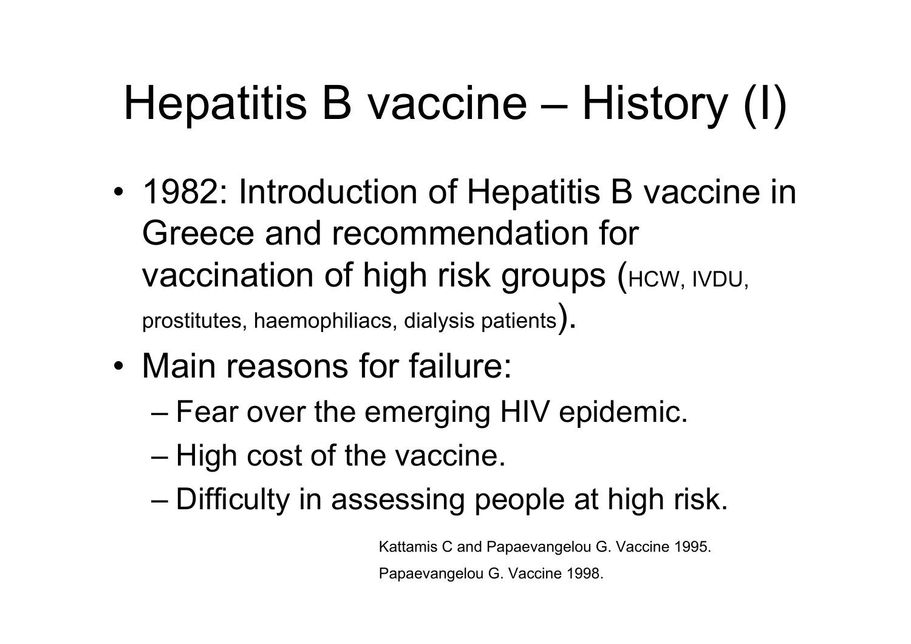# Hepatitis B vaccine – History (I)

- 1982: Introduction of Hepatitis B vaccine in Greece and recommendation for vaccination of high risk groups (HCW, IVDU, prostitutes, haemophiliacs, dialysis patients).
- Main reasons for failure:
  - Fear over the emerging HIV epidemic.
  - High cost of the vaccine.
  - Difficulty in assessing people at high risk.

Kattamis C and Papaevangelou G. Vaccine 1995.

Papaevangelou G. Vaccine 1998.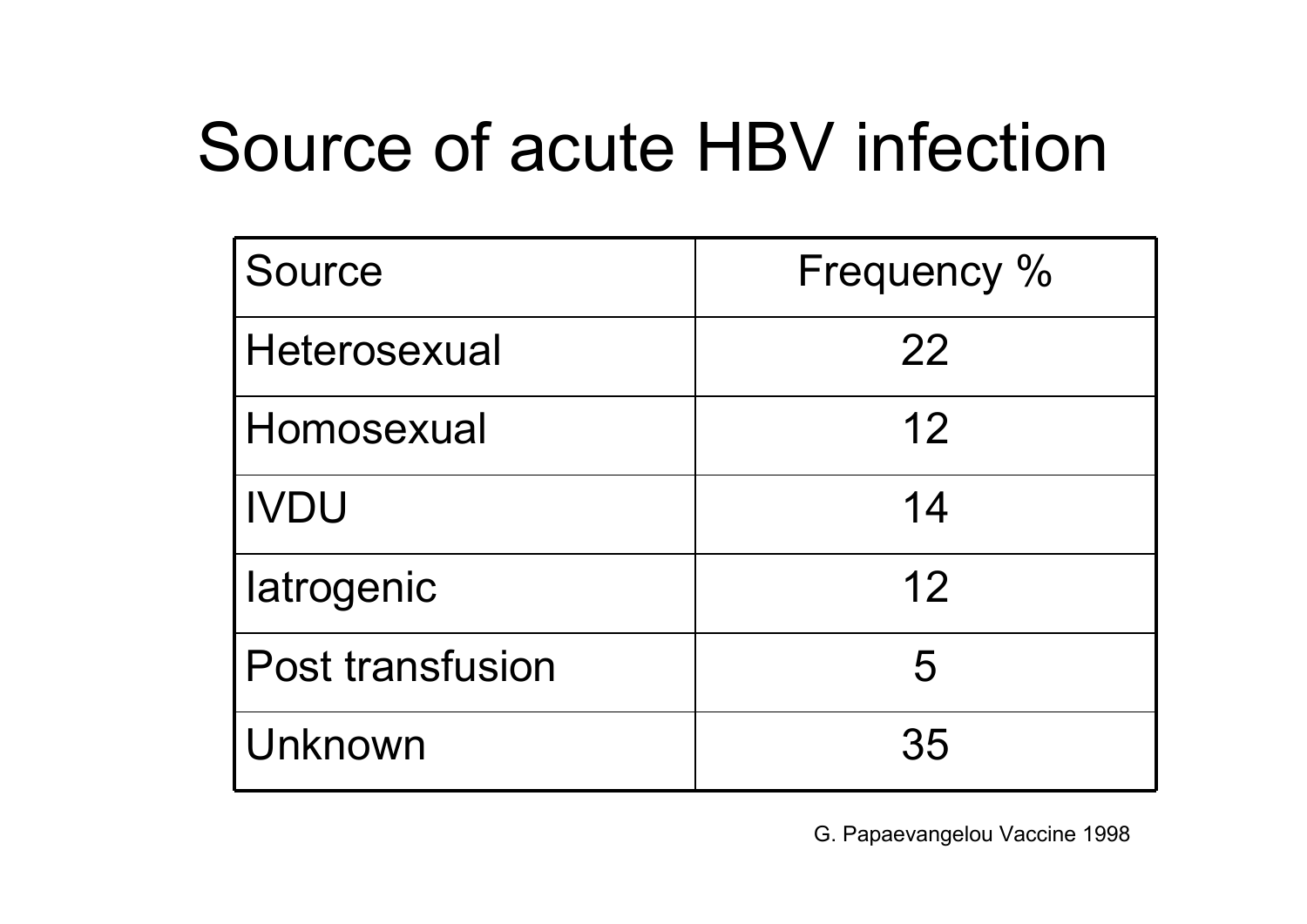# Source of acute HBV infection

| Source | Frequency % |
|---|---|
| Heterosexual | 22 |
| Homosexual | 12 |
| IVDU | 14 |
| Iatrogenic | 12 |
| Post transfusion | 5 |
| Unknown | 35 |

G. Papaevangelou Vaccine 1998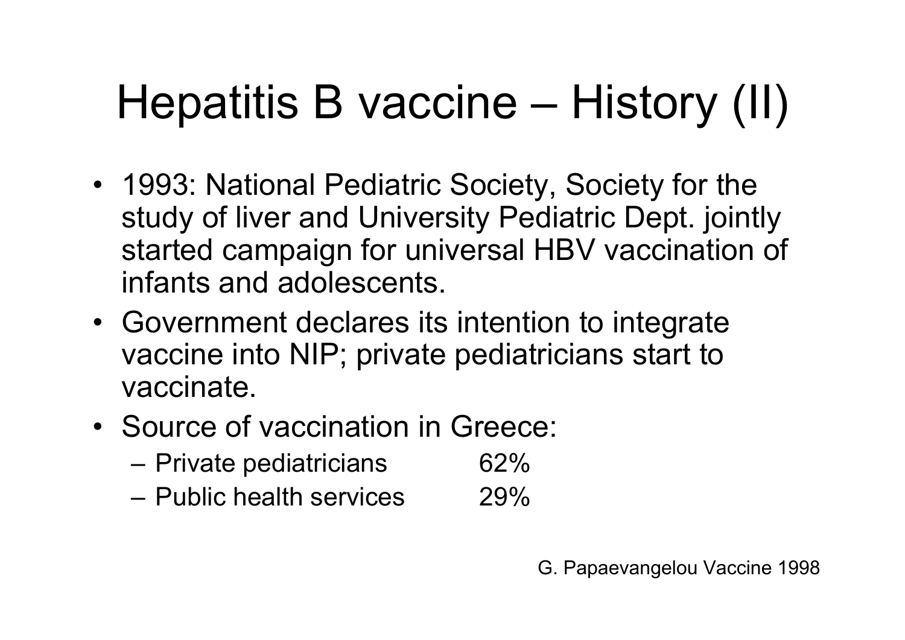# Hepatitis B vaccine – History (II)

- 1993: National Pediatric Society, Society for the study of liver and University Pediatric Dept. jointly started campaign for universal HBV vaccination of infants and adolescents.
- Government declares its intention to integrate vaccine into NIP; private pediatricians start to vaccinate.
- Source of vaccination in Greece:
  - Private pediatricians 62%
  - Public health services 29%

G. Papaevangelou Vaccine 1998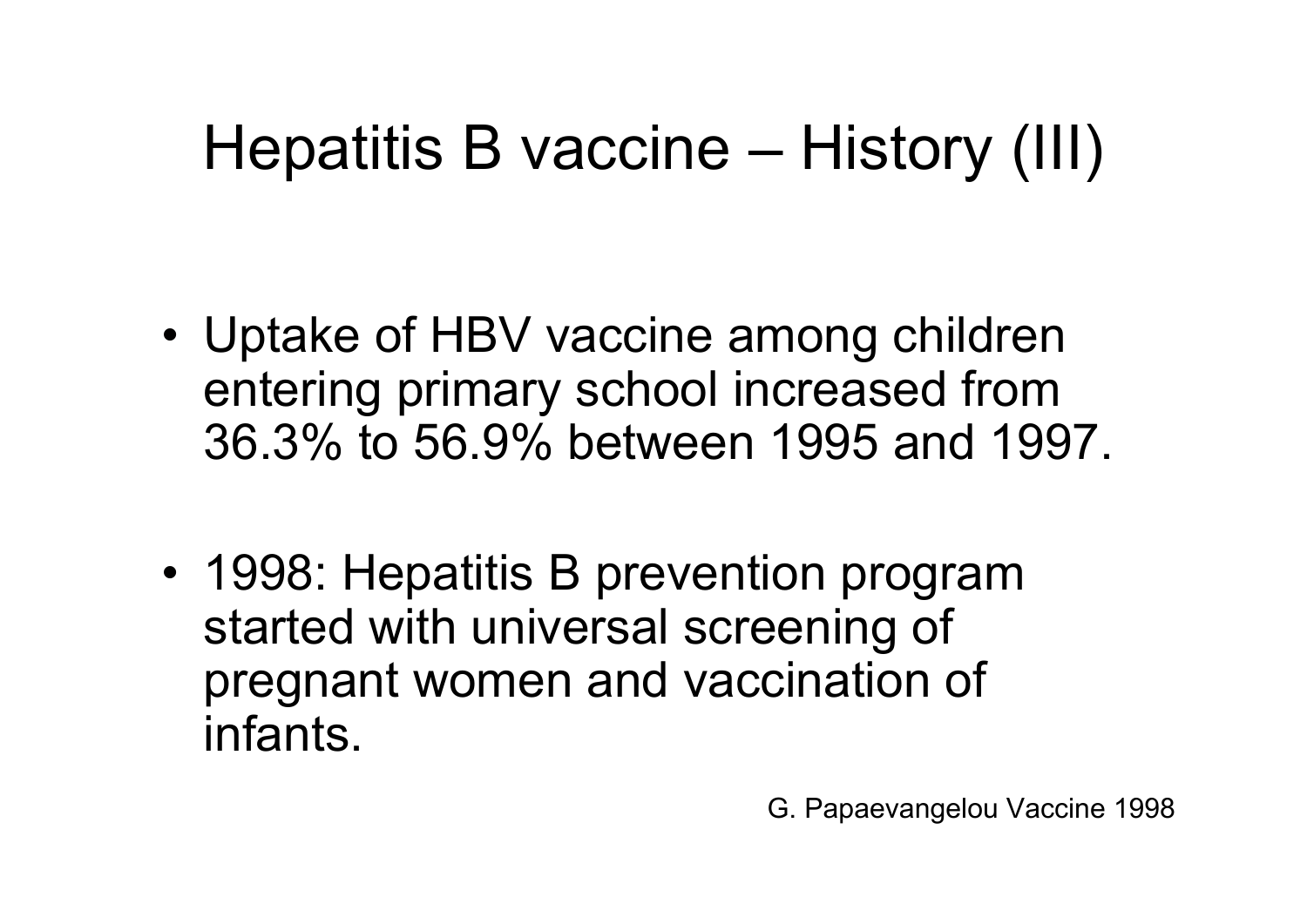# Hepatitis B vaccine – History (III)

- Uptake of HBV vaccine among children entering primary school increased from 36.3% to 56.9% between 1995 and 1997.
- 1998: Hepatitis B prevention program started with universal screening of pregnant women and vaccination of infants.

G. Papaevangelou Vaccine 1998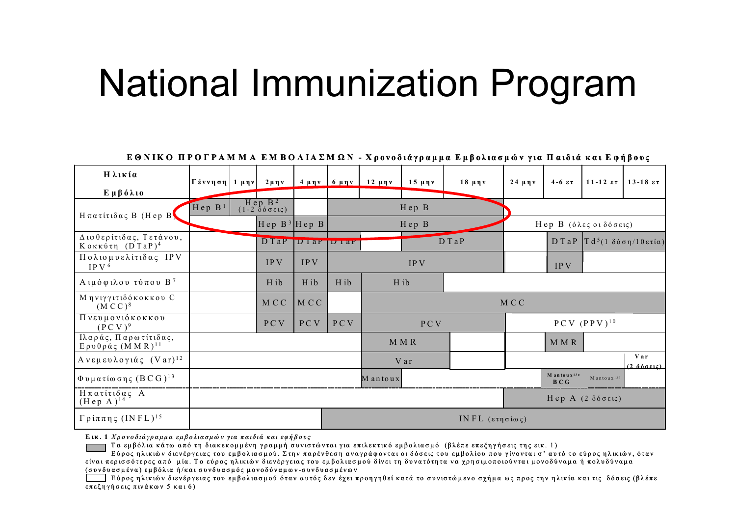# National Immunization Program

**ΕΘΝΙΚΟ ΠΡΟΓΡΑΜΜΑ ΕΜΒΟΛΙΑΣΜΩΝ - Χρονοδιάγραμμα Εμβολιασμών για Παιδιά και Εφήβους**

| Ηλικία / Εμβόλιο | Γέννηση | 1 μην | 2 μην | 4 μην | 6 μην | 12 μην | 15 μην | 18 μην | 24 μην | 4-6 ετ | 11-12 ετ | 13-18 ετ |
|---|---|---|---|---|---|---|---|---|---|---|---|---|
| Ηπατίτιδας Β (Hep B) | Hep B[1] | Hep B[2] (1-2 δόσεις) | | | Hep B | | | | | | | |
| | | | Hep B[3] | Hep B | Hep B | | | | Hep B (όλες οι δόσεις) | | | |
| Διφθερίτιδας, Τετάνου, Κοκκύτη (DTaP)[4] | | | DTaP | DTaP | DTaP | | DTaP | | | DTaP | Td[5](1 δόση/10ετία) | |
| Πολιομυελίτιδας IPV IPV[6] | | | IPV | IPV | IPV | | | | | IPV | | |
| Αιμόφιλου τύπου Β[7] | | | Hib | Hib | Hib | Hib | | | | | | |
| Μηνιγγιτιδόκοκκου C (MCC)[8] | | | MCC | MCC | | MCC | | | | | | |
| Πνευμονιόκοκκου (PCV)[9] | | | PCV | PCV | PCV | PCV | | | PCV (PPV)[10] | | | |
| Ιλαράς, Παρωτίτιδας, Ερυθράς (MMR)[11] | | | | | | MMR | | | | MMR | | |
| Ανεμευλογιάς (Var)[12] | | | | | | Var | | | | | | Var (2 δόσεις) |
| Φυματίωσης (BCG)[13] | | | | | | Mantoux | | | | Mantoux[13α] BCG | Mantoux[13β] | |
| Ηπατίτιδας Α (Hep A)[14] | | | | | | | | | Hep A (2 δόσεις) | | | |
| Γρίππης (INFL)[15] | | | | | INFL (ετησίως) | | | | | | | |

**Εικ. 1** *Χρονοδιάγραμμα εμβολιασμών για παιδιά και εφήβους*

Τα εμβόλια κάτω από τη διακεκομμένη γραμμή συνιστώνται για επιλεκτικό εμβολιασμό (βλέπε επεξηγήσεις της εικ. 1)

(γκρι) Εύρος ηλικιών διενέργειας του εμβολιασμού. Στην παρένθεση αναγράφονται οι δόσεις του εμβολίου που γίνονται σ' αυτό το εύρος ηλικιών, όταν είναι περισσότερες από μία. Το εύρος ηλικιών διενέργειας του εμβολιασμού δίνει τη δυνατότητα να χρησιμοποιούνται μονοδύναμα ή πολυδύναμα (συνδυασμένα) εμβόλια ή/και συνδυασμός μονοδύναμων-συνδυασμένων

(λευκό) Εύρος ηλικιών διενέργειας του εμβολιασμού όταν αυτός δεν έχει προηγηθεί κατά το συνιστώμενο σχήμα ως προς την ηλικία και τις δόσεις (βλέπε επεξηγήσεις πινάκων 5 και 6)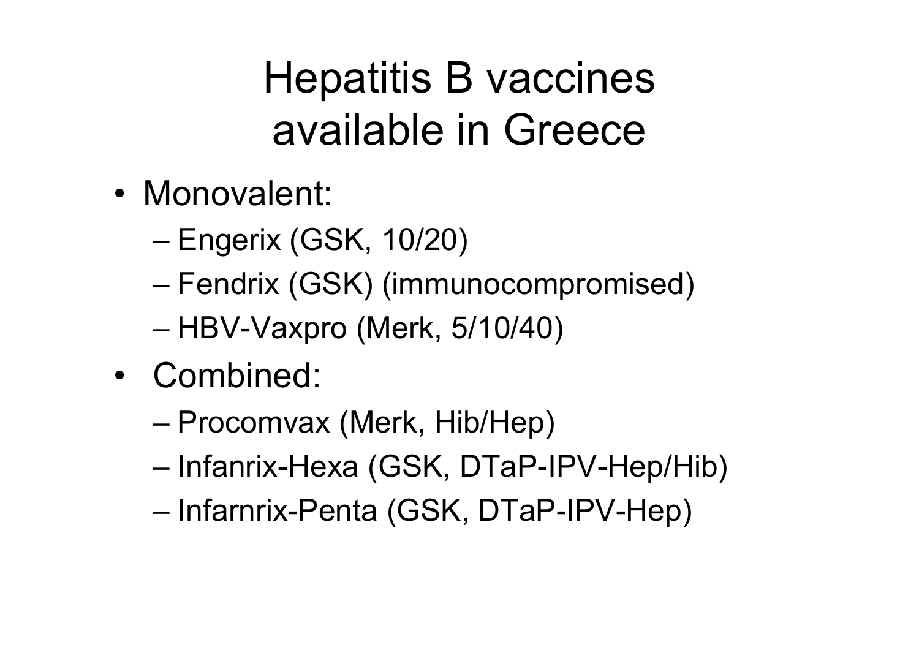# Hepatitis B vaccines available in Greece

- Monovalent:
  - Engerix (GSK, 10/20)
  - Fendrix (GSK) (immunocompromised)
  - HBV-Vaxpro (Merk, 5/10/40)
- Combined:
  - Procomvax (Merk, Hib/Hep)
  - Infanrix-Hexa (GSK, DTaP-IPV-Hep/Hib)
  - Infarnrix-Penta (GSK, DTaP-IPV-Hep)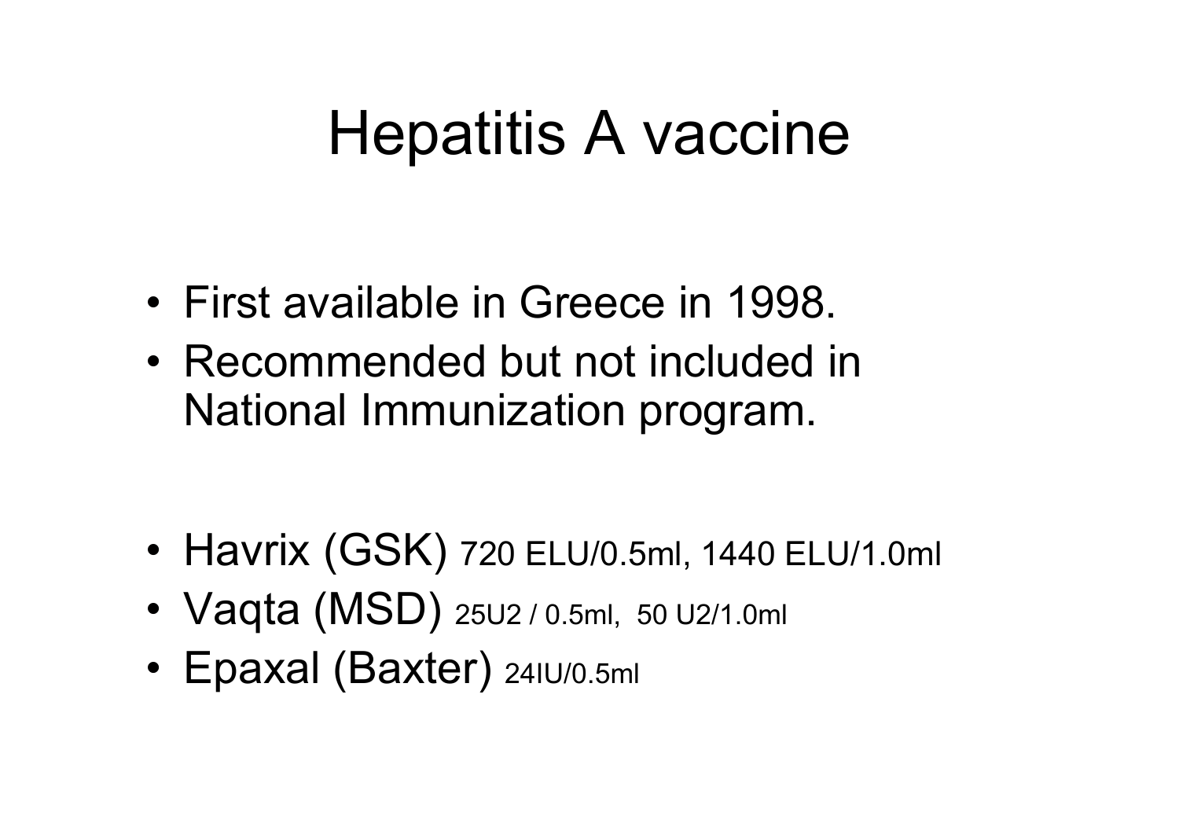# Hepatitis A vaccine

- First available in Greece in 1998.
- Recommended but not included in National Immunization program.

- Havrix (GSK) 720 ELU/0.5ml, 1440 ELU/1.0ml
- Vaqta (MSD) 25U2 / 0.5ml, 50 U2/1.0ml
- Epaxal (Baxter) 24IU/0.5ml